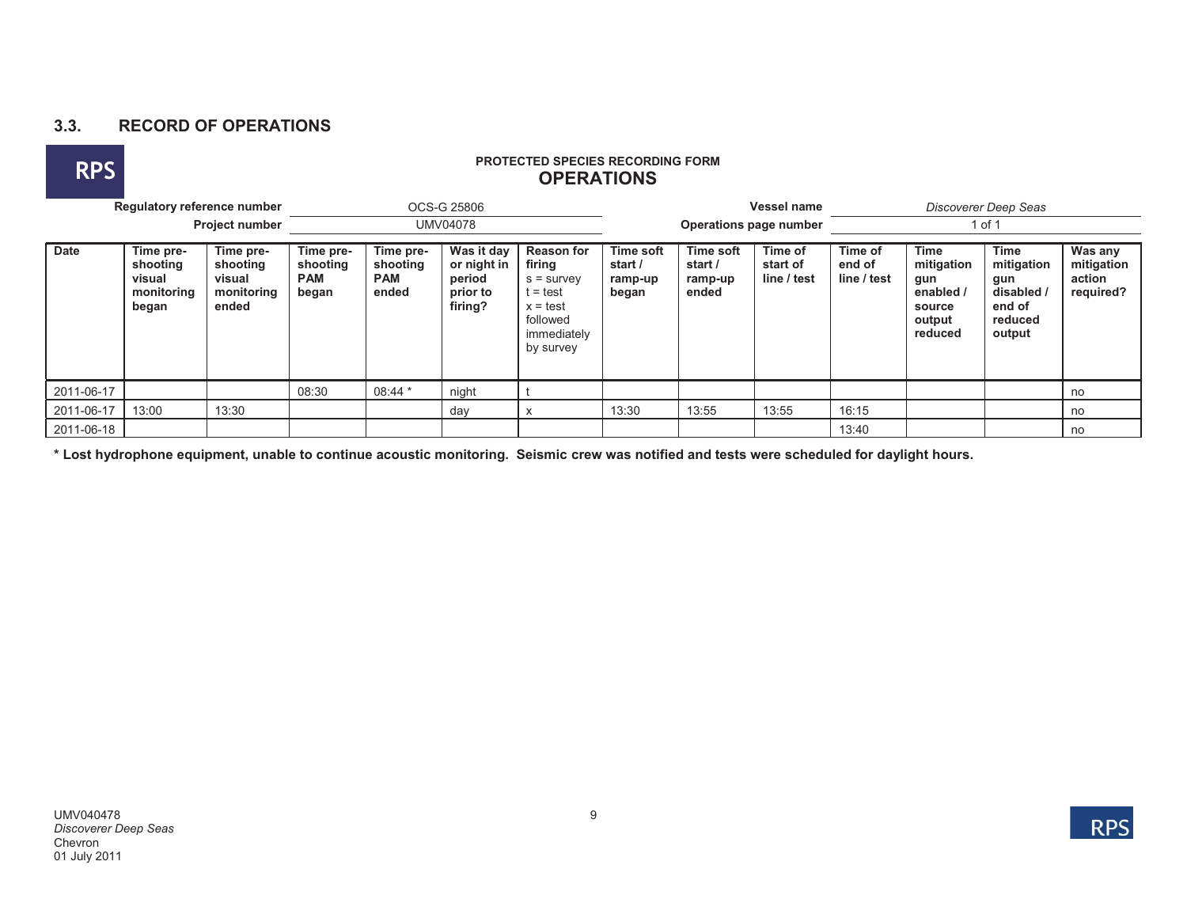## 3.3. RECORD OF OPERATIONS

**PROTECTED SPECIES RECORDING FORM**

**OPERATIONS**

| | | | |
|---|---|---|---|
| **Regulatory reference number** | OCS-G 25806 | **Vessel name** | *Discoverer Deep Seas* |
| **Project number** | UMV04078 | **Operations page number** | 1 of 1 |

| Date | Time pre-shooting visual monitoring began | Time pre-shooting visual monitoring ended | Time pre-shooting PAM began | Time pre-shooting PAM ended | Was it day or night in period prior to firing? | Reason for firing s = survey t = test x = test followed immediately by survey | Time soft start / ramp-up began | Time soft start / ramp-up ended | Time of start of line / test | Time of end of line / test | Time mitigation gun enabled / source output reduced | Time mitigation gun disabled / end of reduced output | Was any mitigation action required? |
|---|---|---|---|---|---|---|---|---|---|---|---|---|---|
| 2011-06-17 | | | 08:30 | 08:44 * | night | t | | | | | | | no |
| 2011-06-17 | 13:00 | 13:30 | | | day | x | 13:30 | 13:55 | 13:55 | 16:15 | | | no |
| 2011-06-18 | | | | | | | | | | 13:40 | | | no |

**\* Lost hydrophone equipment, unable to continue acoustic monitoring. Seismic crew was notified and tests were scheduled for daylight hours.**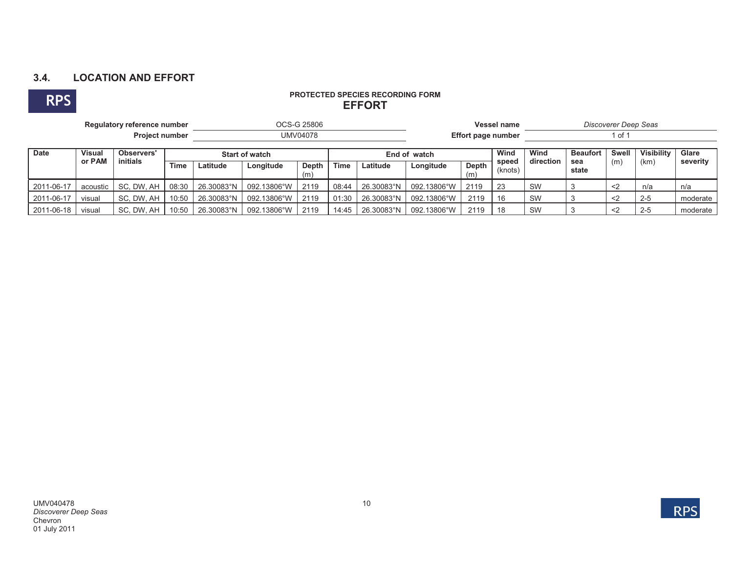## 3.4. LOCATION AND EFFORT

RPS

**PROTECTED SPECIES RECORDING FORM**

**EFFORT**

| | | | |
|---|---|---|---|
| **Regulatory reference number** | OCS-G 25806 | **Vessel name** | *Discoverer Deep Seas* |
| **Project number** | UMV04078 | **Effort page number** | 1 of 1 |

| Date | Visual or PAM | Observers' initials | Start of watch | | | | End of watch | | | | Wind speed (knots) | Wind direction | Beaufort sea state | Swell (m) | Visibility (km) | Glare severity |
|---|---|---|---|---|---|---|---|---|---|---|---|---|---|---|---|---|
| | | | Time | Latitude | Longitude | Depth (m) | Time | Latitude | Longitude | Depth (m) | | | | | | |
| 2011-06-17 | acoustic | SC, DW, AH | 08:30 | 26.30083°N | 092.13806°W | 2119 | 08:44 | 26.30083°N | 092.13806°W | 2119 | 23 | SW | 3 | <2 | n/a | n/a |
| 2011-06-17 | visual | SC, DW, AH | 10:50 | 26.30083°N | 092.13806°W | 2119 | 01:30 | 26.30083°N | 092.13806°W | 2119 | 16 | SW | 3 | <2 | 2-5 | moderate |
| 2011-06-18 | visual | SC, DW, AH | 10:50 | 26.30083°N | 092.13806°W | 2119 | 14:45 | 26.30083°N | 092.13806°W | 2119 | 18 | SW | 3 | <2 | 2-5 | moderate |

UMV040478
*Discoverer Deep Seas*
Chevron
01 July 2011